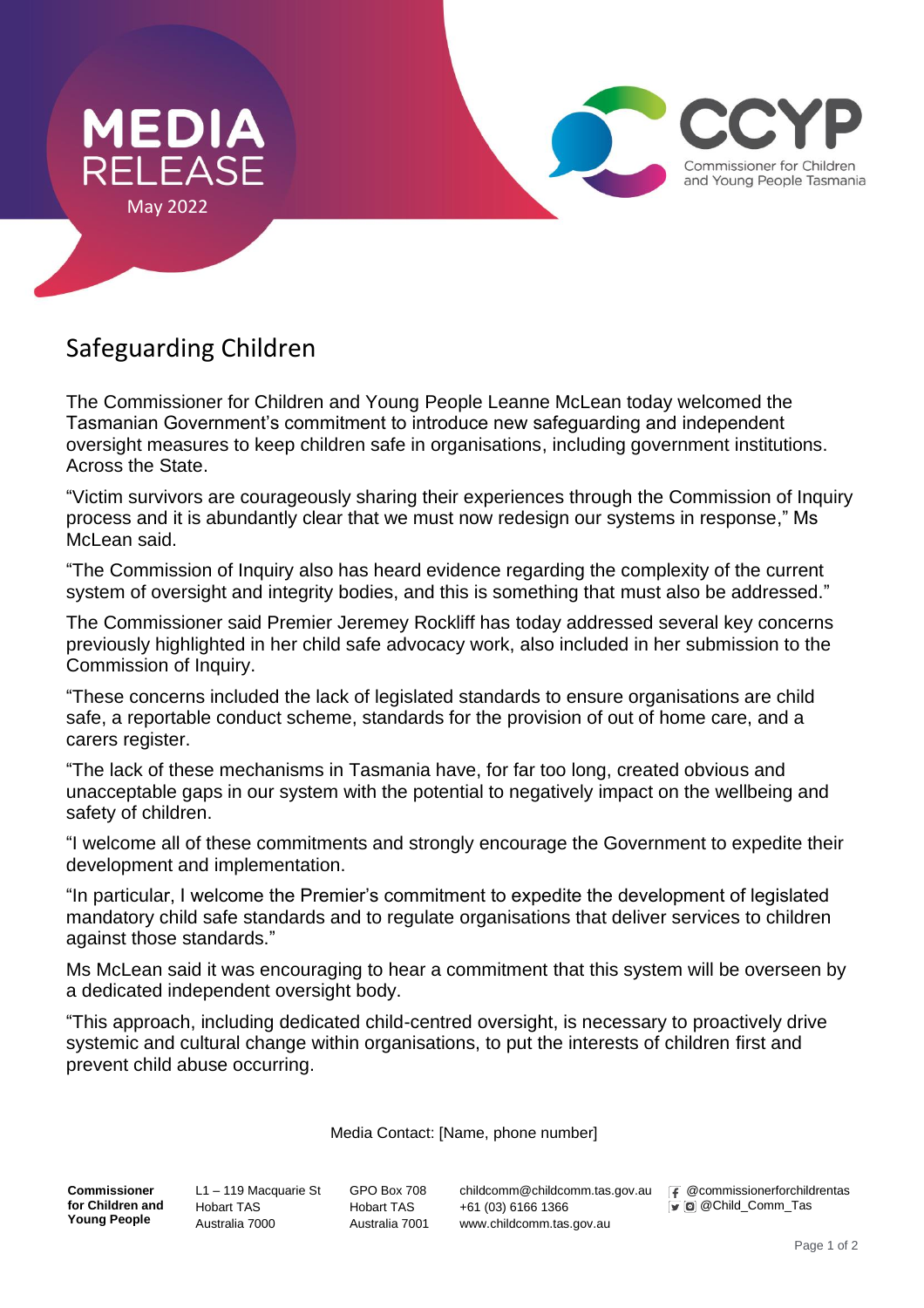# MEDIA RELEASE

May 2022

CCYP
Commissioner for Children and Young People Tasmania

## Safeguarding Children

The Commissioner for Children and Young People Leanne McLean today welcomed the Tasmanian Government's commitment to introduce new safeguarding and independent oversight measures to keep children safe in organisations, including government institutions. Across the State.

"Victim survivors are courageously sharing their experiences through the Commission of Inquiry process and it is abundantly clear that we must now redesign our systems in response," Ms McLean said.

"The Commission of Inquiry also has heard evidence regarding the complexity of the current system of oversight and integrity bodies, and this is something that must also be addressed."

The Commissioner said Premier Jeremey Rockliff has today addressed several key concerns previously highlighted in her child safe advocacy work, also included in her submission to the Commission of Inquiry.

"These concerns included the lack of legislated standards to ensure organisations are child safe, a reportable conduct scheme, standards for the provision of out of home care, and a carers register.

"The lack of these mechanisms in Tasmania have, for far too long, created obvious and unacceptable gaps in our system with the potential to negatively impact on the wellbeing and safety of children.

"I welcome all of these commitments and strongly encourage the Government to expedite their development and implementation.

"In particular, I welcome the Premier's commitment to expedite the development of legislated mandatory child safe standards and to regulate organisations that deliver services to children against those standards."

Ms McLean said it was encouraging to hear a commitment that this system will be overseen by a dedicated independent oversight body.

"This approach, including dedicated child-centred oversight, is necessary to proactively drive systemic and cultural change within organisations, to put the interests of children first and prevent child abuse occurring.

Media Contact: [Name, phone number]

**Commissioner for Children and Young People** | L1 – 119 Macquarie St, Hobart TAS, Australia 7000 | GPO Box 708, Hobart TAS, Australia 7001 | childcomm@childcomm.tas.gov.au, +61 (03) 6166 1366, www.childcomm.tas.gov.au | @commissionerforchildrentas, @Child_Comm_Tas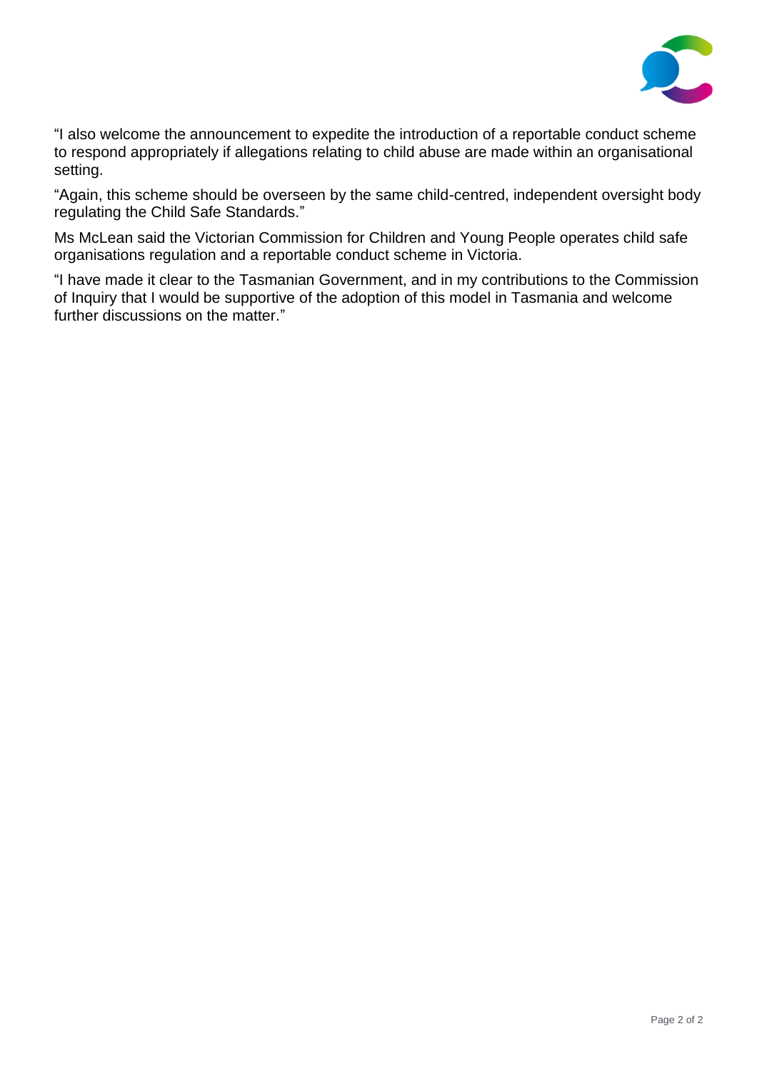"I also welcome the announcement to expedite the introduction of a reportable conduct scheme to respond appropriately if allegations relating to child abuse are made within an organisational setting.

"Again, this scheme should be overseen by the same child-centred, independent oversight body regulating the Child Safe Standards."

Ms McLean said the Victorian Commission for Children and Young People operates child safe organisations regulation and a reportable conduct scheme in Victoria.

"I have made it clear to the Tasmanian Government, and in my contributions to the Commission of Inquiry that I would be supportive of the adoption of this model in Tasmania and welcome further discussions on the matter."